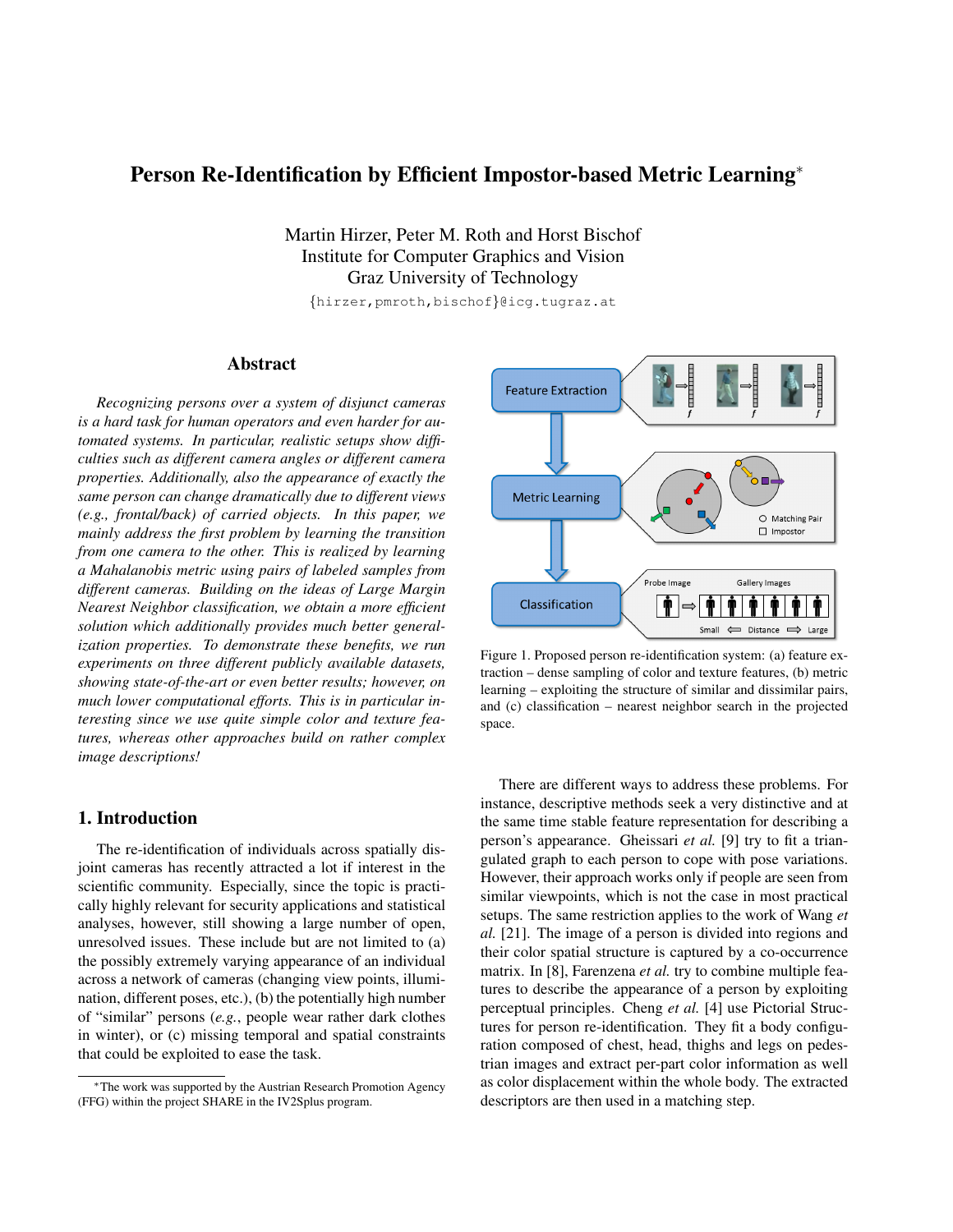# Person Re-Identification by Efficient Impostor-based Metric Learning*

Martin Hirzer, Peter M. Roth and Horst Bischof
Institute for Computer Graphics and Vision
Graz University of Technology
{hirzer,pmroth,bischof}@icg.tugraz.at

## Abstract

*Recognizing persons over a system of disjunct cameras is a hard task for human operators and even harder for automated systems. In particular, realistic setups show difficulties such as different camera angles or different camera properties. Additionally, also the appearance of exactly the same person can change dramatically due to different views (e.g., frontal/back) of carried objects. In this paper, we mainly address the first problem by learning the transition from one camera to the other. This is realized by learning a Mahalanobis metric using pairs of labeled samples from different cameras. Building on the ideas of Large Margin Nearest Neighbor classification, we obtain a more efficient solution which additionally provides much better generalization properties. To demonstrate these benefits, we run experiments on three different publicly available datasets, showing state-of-the-art or even better results; however, on much lower computational efforts. This is in particular interesting since we use quite simple color and texture features, whereas other approaches build on rather complex image descriptions!*

Figure 1. Proposed person re-identification system: (a) feature extraction – dense sampling of color and texture features, (b) metric learning – exploiting the structure of similar and dissimilar pairs, and (c) classification – nearest neighbor search in the projected space.

## 1. Introduction

The re-identification of individuals across spatially disjoint cameras has recently attracted a lot if interest in the scientific community. Especially, since the topic is practically highly relevant for security applications and statistical analyses, however, still showing a large number of open, unresolved issues. These include but are not limited to (a) the possibly extremely varying appearance of an individual across a network of cameras (changing view points, illumination, different poses, etc.), (b) the potentially high number of "similar" persons (*e.g.*, people wear rather dark clothes in winter), or (c) missing temporal and spatial constraints that could be exploited to ease the task.

There are different ways to address these problems. For instance, descriptive methods seek a very distinctive and at the same time stable feature representation for describing a person's appearance. Gheissari *et al.* [9] try to fit a triangulated graph to each person to cope with pose variations. However, their approach works only if people are seen from similar viewpoints, which is not the case in most practical setups. The same restriction applies to the work of Wang *et al.* [21]. The image of a person is divided into regions and their color spatial structure is captured by a co-occurrence matrix. In [8], Farenzena *et al.* try to combine multiple features to describe the appearance of a person by exploiting perceptual principles. Cheng *et al.* [4] use Pictorial Structures for person re-identification. They fit a body configuration composed of chest, head, thighs and legs on pedestrian images and extract per-part color information as well as color displacement within the whole body. The extracted descriptors are then used in a matching step.

*The work was supported by the Austrian Research Promotion Agency (FFG) within the project SHARE in the IV2Splus program.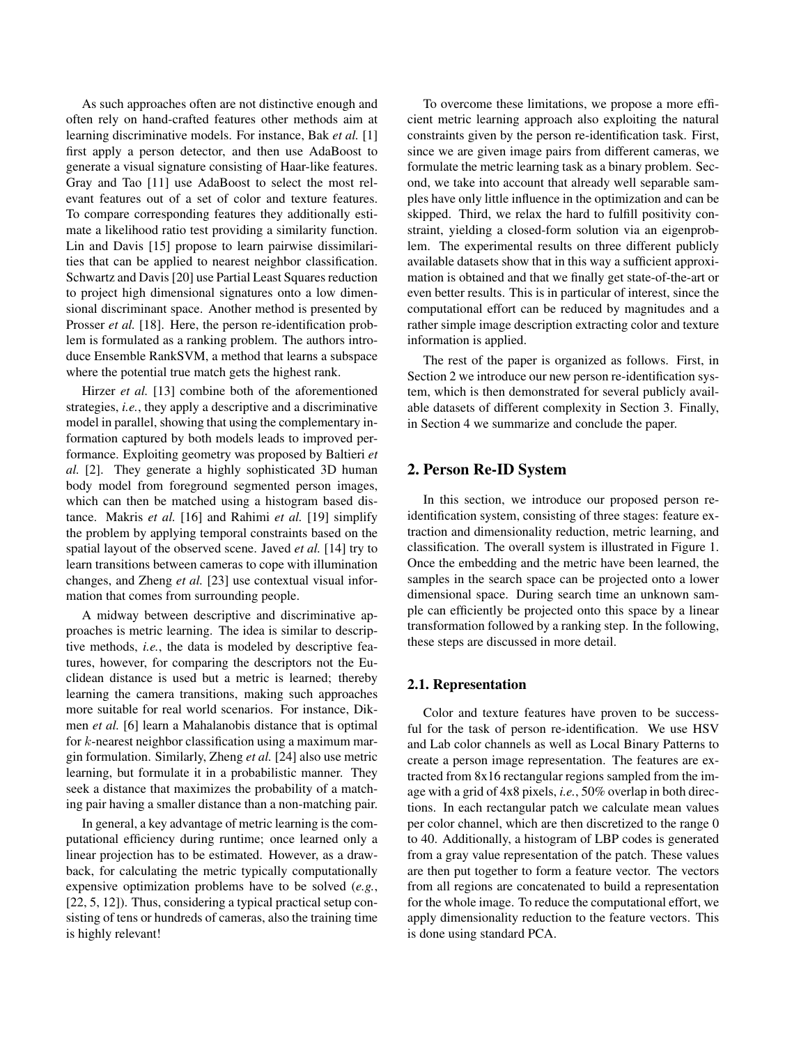As such approaches often are not distinctive enough and often rely on hand-crafted features other methods aim at learning discriminative models. For instance, Bak *et al.* [1] first apply a person detector, and then use AdaBoost to generate a visual signature consisting of Haar-like features. Gray and Tao [11] use AdaBoost to select the most relevant features out of a set of color and texture features. To compare corresponding features they additionally estimate a likelihood ratio test providing a similarity function. Lin and Davis [15] propose to learn pairwise dissimilarities that can be applied to nearest neighbor classification. Schwartz and Davis [20] use Partial Least Squares reduction to project high dimensional signatures onto a low dimensional discriminant space. Another method is presented by Prosser *et al.* [18]. Here, the person re-identification problem is formulated as a ranking problem. The authors introduce Ensemble RankSVM, a method that learns a subspace where the potential true match gets the highest rank.

Hirzer *et al.* [13] combine both of the aforementioned strategies, *i.e.*, they apply a descriptive and a discriminative model in parallel, showing that using the complementary information captured by both models leads to improved performance. Exploiting geometry was proposed by Baltieri *et al.* [2]. They generate a highly sophisticated 3D human body model from foreground segmented person images, which can then be matched using a histogram based distance. Makris *et al.* [16] and Rahimi *et al.* [19] simplify the problem by applying temporal constraints based on the spatial layout of the observed scene. Javed *et al.* [14] try to learn transitions between cameras to cope with illumination changes, and Zheng *et al.* [23] use contextual visual information that comes from surrounding people.

A midway between descriptive and discriminative approaches is metric learning. The idea is similar to descriptive methods, *i.e.*, the data is modeled by descriptive features, however, for comparing the descriptors not the Euclidean distance is used but a metric is learned; thereby learning the camera transitions, making such approaches more suitable for real world scenarios. For instance, Dikmen *et al.* [6] learn a Mahalanobis distance that is optimal for $k$-nearest neighbor classification using a maximum margin formulation. Similarly, Zheng *et al.* [24] also use metric learning, but formulate it in a probabilistic manner. They seek a distance that maximizes the probability of a matching pair having a smaller distance than a non-matching pair.

In general, a key advantage of metric learning is the computational efficiency during runtime; once learned only a linear projection has to be estimated. However, as a drawback, for calculating the metric typically computationally expensive optimization problems have to be solved (*e.g.*, [22, 5, 12]). Thus, considering a typical practical setup consisting of tens or hundreds of cameras, also the training time is highly relevant!

To overcome these limitations, we propose a more efficient metric learning approach also exploiting the natural constraints given by the person re-identification task. First, since we are given image pairs from different cameras, we formulate the metric learning task as a binary problem. Second, we take into account that already well separable samples have only little influence in the optimization and can be skipped. Third, we relax the hard to fulfill positivity constraint, yielding a closed-form solution via an eigenproblem. The experimental results on three different publicly available datasets show that in this way a sufficient approximation is obtained and that we finally get state-of-the-art or even better results. This is in particular of interest, since the computational effort can be reduced by magnitudes and a rather simple image description extracting color and texture information is applied.

The rest of the paper is organized as follows. First, in Section 2 we introduce our new person re-identification system, which is then demonstrated for several publicly available datasets of different complexity in Section 3. Finally, in Section 4 we summarize and conclude the paper.

## 2. Person Re-ID System

In this section, we introduce our proposed person re-identification system, consisting of three stages: feature extraction and dimensionality reduction, metric learning, and classification. The overall system is illustrated in Figure 1. Once the embedding and the metric have been learned, the samples in the search space can be projected onto a lower dimensional space. During search time an unknown sample can efficiently be projected onto this space by a linear transformation followed by a ranking step. In the following, these steps are discussed in more detail.

### 2.1. Representation

Color and texture features have proven to be successful for the task of person re-identification. We use HSV and Lab color channels as well as Local Binary Patterns to create a person image representation. The features are extracted from 8x16 rectangular regions sampled from the image with a grid of 4x8 pixels, *i.e.*, 50% overlap in both directions. In each rectangular patch we calculate mean values per color channel, which are then discretized to the range 0 to 40. Additionally, a histogram of LBP codes is generated from a gray value representation of the patch. These values are then put together to form a feature vector. The vectors from all regions are concatenated to build a representation for the whole image. To reduce the computational effort, we apply dimensionality reduction to the feature vectors. This is done using standard PCA.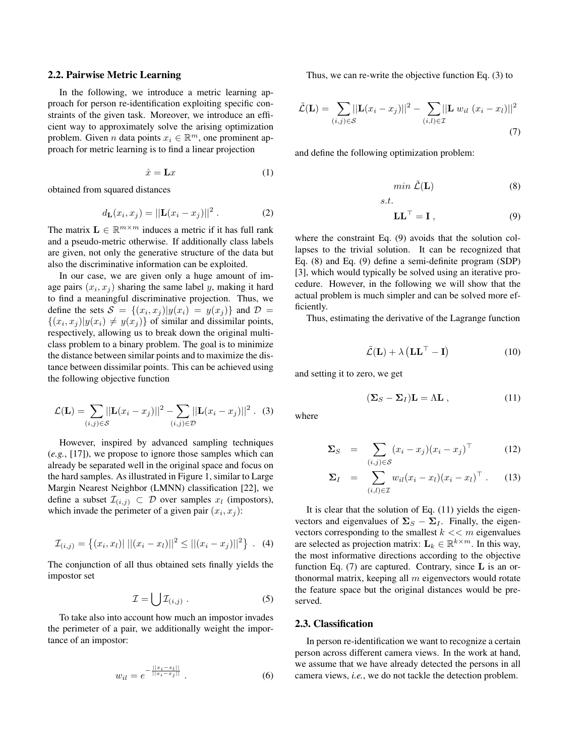## 2.2. Pairwise Metric Learning

In the following, we introduce a metric learning approach for person re-identification exploiting specific constraints of the given task. Moreover, we introduce an efficient way to approximately solve the arising optimization problem. Given $n$ data points $x_i \in \mathbb{R}^m$, one prominent approach for metric learning is to find a linear projection

$$\hat{x} = \mathbf{L}x \tag{1}$$

obtained from squared distances

$$d_{\mathbf{L}}(x_i, x_j) = ||\mathbf{L}(x_i - x_j)||^2 \ . \tag{2}$$

The matrix $\mathbf{L} \in \mathbb{R}^{m \times m}$ induces a metric if it has full rank and a pseudo-metric otherwise. If additionally class labels are given, not only the generative structure of the data but also the discriminative information can be exploited.

In our case, we are given only a huge amount of image pairs $(x_i, x_j)$ sharing the same label $y$, making it hard to find a meaningful discriminative projection. Thus, we define the sets $\mathcal{S} = \{(x_i, x_j)|y(x_i) = y(x_j)\}$ and $\mathcal{D} = \{(x_i, x_j)|y(x_i) \neq y(x_j)\}$ of similar and dissimilar points, respectively, allowing us to break down the original multi-class problem to a binary problem. The goal is to minimize the distance between similar points and to maximize the distance between dissimilar points. This can be achieved using the following objective function

$$\mathcal{L}(\mathbf{L}) = \sum_{(i,j) \in \mathcal{S}} ||\mathbf{L}(x_i - x_j)||^2 - \sum_{(i,j) \in \mathcal{D}} ||\mathbf{L}(x_i - x_j)||^2 \ . \tag{3}$$

However, inspired by advanced sampling techniques (*e.g.*, [17]), we propose to ignore those samples which can already be separated well in the original space and focus on the hard samples. As illustrated in Figure 1, similar to Large Margin Nearest Neighbor (LMNN) classification [22], we define a subset $\mathcal{I}_{(i,j)} \subset \mathcal{D}$ over samples $x_l$ (impostors), which invade the perimeter of a given pair $(x_i, x_j)$:

$$\mathcal{I}_{(i,j)} = \left\{(x_i, x_l)|\ ||(x_i - x_l)||^2 \leq ||(x_i - x_j)||^2\right\} \ . \tag{4}$$

The conjunction of all thus obtained sets finally yields the impostor set

$$\mathcal{I} = \bigcup \mathcal{I}_{(i,j)} \ . \tag{5}$$

To take also into account how much an impostor invades the perimeter of a pair, we additionally weight the importance of an impostor:

$$w_{il} = e^{-\frac{||x_i - x_l||}{||x_i - x_j||}} \ . \tag{6}$$

Thus, we can re-write the objective function Eq. (3) to

$$\tilde{\mathcal{L}}(\mathbf{L}) = \sum_{(i,j) \in \mathcal{S}} ||\mathbf{L}(x_i - x_j)||^2 - \sum_{(i,l) \in \mathcal{I}} ||\mathbf{L}\ w_{il}\ (x_i - x_l)||^2 \tag{7}$$

and define the following optimization problem:

$$min\ \tilde{\mathcal{L}}(\mathbf{L}) \tag{8}$$

$$s.t.$$

$$\mathbf{L}\mathbf{L}^\top = \mathbf{I} \ , \tag{9}$$

where the constraint Eq. (9) avoids that the solution collapses to the trivial solution. It can be recognized that Eq. (8) and Eq. (9) define a semi-definite program (SDP) [3], which would typically be solved using an iterative procedure. However, in the following we will show that the actual problem is much simpler and can be solved more efficiently.

Thus, estimating the derivative of the Lagrange function

$$\tilde{\mathcal{L}}(\mathbf{L}) + \lambda \left(\mathbf{L}\mathbf{L}^\top - \mathbf{I}\right) \tag{10}$$

and setting it to zero, we get

$$(\mathbf{\Sigma}_S - \mathbf{\Sigma}_I)\mathbf{L} = \Lambda \mathbf{L} \ , \tag{11}$$

where

$$\mathbf{\Sigma}_S = \sum_{(i,j) \in \mathcal{S}} (x_i - x_j)(x_i - x_j)^\top \tag{12}$$

$$\mathbf{\Sigma}_I = \sum_{(i,l) \in \mathcal{I}} w_{il}(x_i - x_l)(x_i - x_l)^\top \ . \tag{13}$$

It is clear that the solution of Eq. (11) yields the eigenvectors and eigenvalues of $\mathbf{\Sigma}_S - \mathbf{\Sigma}_I$. Finally, the eigenvectors corresponding to the smallest $k << m$ eigenvalues are selected as projection matrix: $\mathbf{L}_k \in \mathbb{R}^{k \times m}$. In this way, the most informative directions according to the objective function Eq. (7) are captured. Contrary, since $\mathbf{L}$ is an orthonormal matrix, keeping all $m$ eigenvectors would rotate the feature space but the original distances would be preserved.

## 2.3. Classification

In person re-identification we want to recognize a certain person across different camera views. In the work at hand, we assume that we have already detected the persons in all camera views, *i.e.*, we do not tackle the detection problem.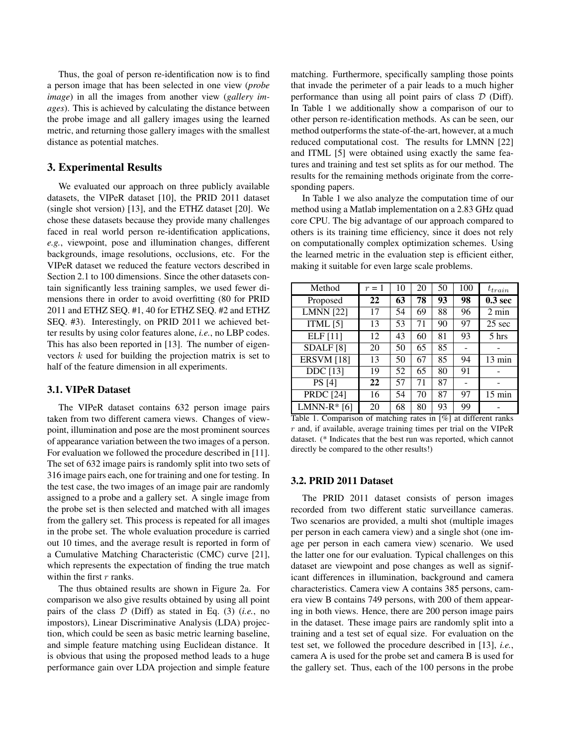Thus, the goal of person re-identification now is to find a person image that has been selected in one view (*probe image*) in all the images from another view (*gallery images*). This is achieved by calculating the distance between the probe image and all gallery images using the learned metric, and returning those gallery images with the smallest distance as potential matches.

## 3. Experimental Results

We evaluated our approach on three publicly available datasets, the VIPeR dataset [10], the PRID 2011 dataset (single shot version) [13], and the ETHZ dataset [20]. We chose these datasets because they provide many challenges faced in real world person re-identification applications, *e.g.*, viewpoint, pose and illumination changes, different backgrounds, image resolutions, occlusions, etc. For the VIPeR dataset we reduced the feature vectors described in Section 2.1 to 100 dimensions. Since the other datasets contain significantly less training samples, we used fewer dimensions there in order to avoid overfitting (80 for PRID 2011 and ETHZ SEQ. #1, 40 for ETHZ SEQ. #2 and ETHZ SEQ. #3). Interestingly, on PRID 2011 we achieved better results by using color features alone, *i.e.*, no LBP codes. This has also been reported in [13]. The number of eigenvectors $k$ used for building the projection matrix is set to half of the feature dimension in all experiments.

### 3.1. VIPeR Dataset

The VIPeR dataset contains 632 person image pairs taken from two different camera views. Changes of viewpoint, illumination and pose are the most prominent sources of appearance variation between the two images of a person. For evaluation we followed the procedure described in [11]. The set of 632 image pairs is randomly split into two sets of 316 image pairs each, one for training and one for testing. In the test case, the two images of an image pair are randomly assigned to a probe and a gallery set. A single image from the probe set is then selected and matched with all images from the gallery set. This process is repeated for all images in the probe set. The whole evaluation procedure is carried out 10 times, and the average result is reported in form of a Cumulative Matching Characteristic (CMC) curve [21], which represents the expectation of finding the true match within the first $r$ ranks.

The thus obtained results are shown in Figure 2a. For comparison we also give results obtained by using all point pairs of the class $\mathcal{D}$ (Diff) as stated in Eq. (3) (*i.e.*, no impostors), Linear Discriminative Analysis (LDA) projection, which could be seen as basic metric learning baseline, and simple feature matching using Euclidean distance. It is obvious that using the proposed method leads to a huge performance gain over LDA projection and simple feature matching. Furthermore, specifically sampling those points that invade the perimeter of a pair leads to a much higher performance than using all point pairs of class $\mathcal{D}$ (Diff). In Table 1 we additionally show a comparison of our to other person re-identification methods. As can be seen, our method outperforms the state-of-the-art, however, at a much reduced computational cost. The results for LMNN [22] and ITML [5] were obtained using exactly the same features and training and test set splits as for our method. The results for the remaining methods originate from the corresponding papers.

In Table 1 we also analyze the computation time of our method using a Matlab implementation on a 2.83 GHz quad core CPU. The big advantage of our approach compared to others is its training time efficiency, since it does not rely on computationally complex optimization schemes. Using the learned metric in the evaluation step is efficient either, making it suitable for even large scale problems.

| Method | $r = 1$ | 10 | 20 | 50 | 100 | $t_{train}$ |
|---|---|---|---|---|---|---|
| Proposed | **22** | **63** | **78** | **93** | **98** | **0.3 sec** |
| LMNN [22] | 17 | 54 | 69 | 88 | 96 | 2 min |
| ITML [5] | 13 | 53 | 71 | 90 | 97 | 25 sec |
| ELF [11] | 12 | 43 | 60 | 81 | 93 | 5 hrs |
| SDALF [8] | 20 | 50 | 65 | 85 | - | - |
| ERSVM [18] | 13 | 50 | 67 | 85 | 94 | 13 min |
| DDC [13] | 19 | 52 | 65 | 80 | 91 | - |
| PS [4] | **22** | 57 | 71 | 87 | - | - |
| PRDC [24] | 16 | 54 | 70 | 87 | 97 | 15 min |
| LMNN-R* [6] | 20 | 68 | 80 | 93 | 99 | - |

Table 1. Comparison of matching rates in [%] at different ranks $r$ and, if available, average training times per trial on the VIPeR dataset. (* Indicates that the best run was reported, which cannot directly be compared to the other results!)

### 3.2. PRID 2011 Dataset

The PRID 2011 dataset consists of person images recorded from two different static surveillance cameras. Two scenarios are provided, a multi shot (multiple images per person in each camera view) and a single shot (one image per person in each camera view) scenario. We used the latter one for our evaluation. Typical challenges on this dataset are viewpoint and pose changes as well as significant differences in illumination, background and camera characteristics. Camera view A contains 385 persons, camera view B contains 749 persons, with 200 of them appearing in both views. Hence, there are 200 person image pairs in the dataset. These image pairs are randomly split into a training and a test set of equal size. For evaluation on the test set, we followed the procedure described in [13], *i.e.*, camera A is used for the probe set and camera B is used for the gallery set. Thus, each of the 100 persons in the probe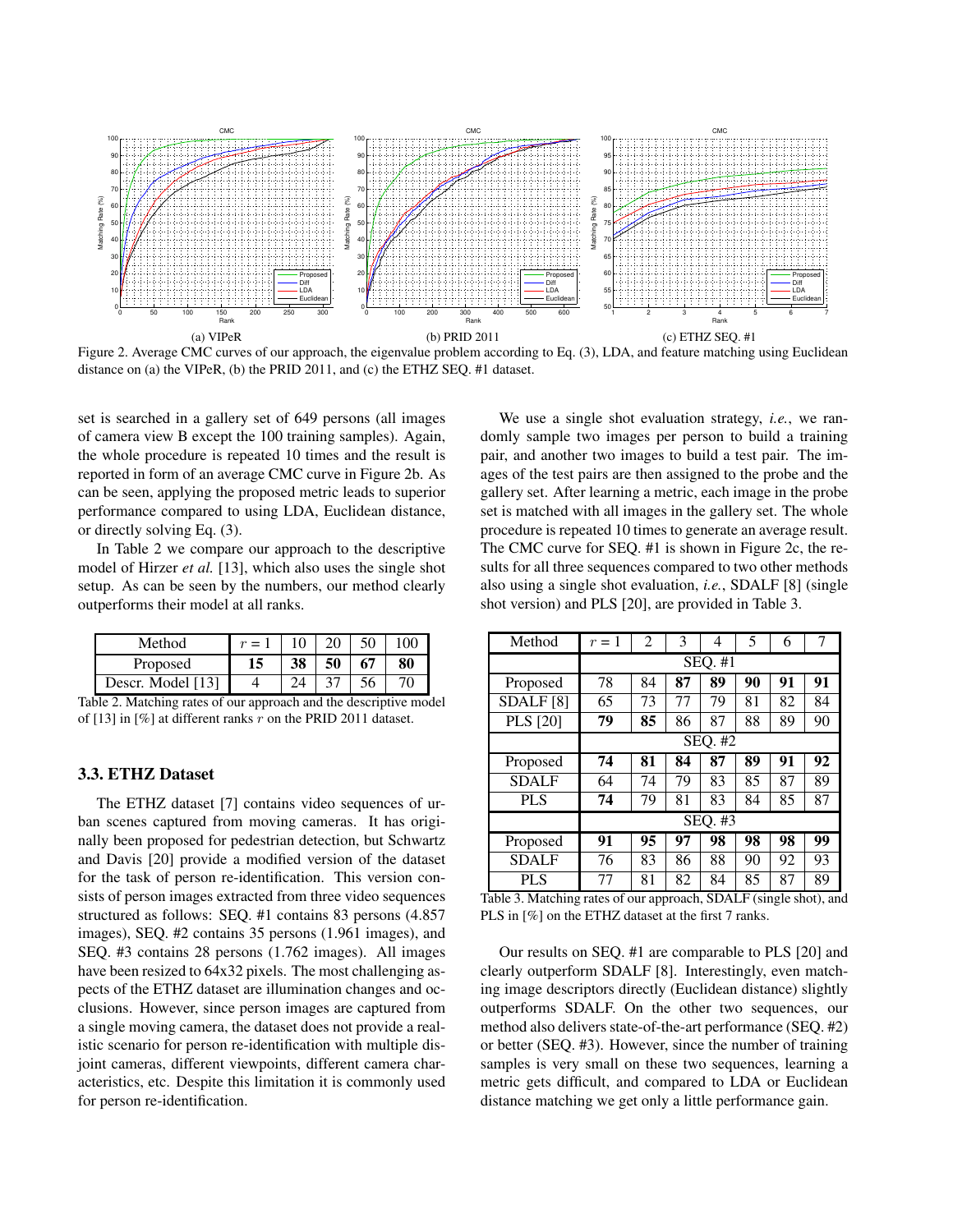(a) VIPeR (b) PRID 2011 (c) ETHZ SEQ. #1

Figure 2. Average CMC curves of our approach, the eigenvalue problem according to Eq. (3), LDA, and feature matching using Euclidean distance on (a) the VIPeR, (b) the PRID 2011, and (c) the ETHZ SEQ. #1 dataset.

set is searched in a gallery set of 649 persons (all images of camera view B except the 100 training samples). Again, the whole procedure is repeated 10 times and the result is reported in form of an average CMC curve in Figure 2b. As can be seen, applying the proposed metric leads to superior performance compared to using LDA, Euclidean distance, or directly solving Eq. (3).

In Table 2 we compare our approach to the descriptive model of Hirzer *et al.* [13], which also uses the single shot setup. As can be seen by the numbers, our method clearly outperforms their model at all ranks.

| Method | $r = 1$ | 10 | 20 | 50 | 100 |
|---|---|---|---|---|---|
| Proposed | **15** | **38** | **50** | **67** | **80** |
| Descr. Model [13] | 4 | 24 | 37 | 56 | 70 |

Table 2. Matching rates of our approach and the descriptive model of [13] in [%] at different ranks $r$ on the PRID 2011 dataset.

### 3.3. ETHZ Dataset

The ETHZ dataset [7] contains video sequences of urban scenes captured from moving cameras. It has originally been proposed for pedestrian detection, but Schwartz and Davis [20] provide a modified version of the dataset for the task of person re-identification. This version consists of person images extracted from three video sequences structured as follows: SEQ. #1 contains 83 persons (4.857 images), SEQ. #2 contains 35 persons (1.961 images), and SEQ. #3 contains 28 persons (1.762 images). All images have been resized to 64x32 pixels. The most challenging aspects of the ETHZ dataset are illumination changes and occlusions. However, since person images are captured from a single moving camera, the dataset does not provide a realistic scenario for person re-identification with multiple disjoint cameras, different viewpoints, different camera characteristics, etc. Despite this limitation it is commonly used for person re-identification.

We use a single shot evaluation strategy, *i.e.*, we randomly sample two images per person to build a training pair, and another two images to build a test pair. The images of the test pairs are then assigned to the probe and the gallery set. After learning a metric, each image in the probe set is matched with all images in the gallery set. The whole procedure is repeated 10 times to generate an average result. The CMC curve for SEQ. #1 is shown in Figure 2c, the results for all three sequences compared to two other methods also using a single shot evaluation, *i.e.*, SDALF [8] (single shot version) and PLS [20], are provided in Table 3.

| Method | $r = 1$ | 2 | 3 | 4 | 5 | 6 | 7 |
|---|---|---|---|---|---|---|---|
| | SEQ. #1 | | | | | | |
| Proposed | 78 | 84 | **87** | **89** | **90** | **91** | **91** |
| SDALF [8] | 65 | 73 | 77 | 79 | 81 | 82 | 84 |
| PLS [20] | **79** | **85** | 86 | 87 | 88 | 89 | 90 |
| | SEQ. #2 | | | | | | |
| Proposed | **74** | **81** | **84** | **87** | **89** | **91** | **92** |
| SDALF | 64 | 74 | 79 | 83 | 85 | 87 | 89 |
| PLS | **74** | 79 | 81 | 83 | 84 | 85 | 87 |
| | SEQ. #3 | | | | | | |
| Proposed | **91** | **95** | **97** | **98** | **98** | **98** | **99** |
| SDALF | 76 | 83 | 86 | 88 | 90 | 92 | 93 |
| PLS | 77 | 81 | 82 | 84 | 85 | 87 | 89 |

Table 3. Matching rates of our approach, SDALF (single shot), and PLS in [%] on the ETHZ dataset at the first 7 ranks.

Our results on SEQ. #1 are comparable to PLS [20] and clearly outperform SDALF [8]. Interestingly, even matching image descriptors directly (Euclidean distance) slightly outperforms SDALF. On the other two sequences, our method also delivers state-of-the-art performance (SEQ. #2) or better (SEQ. #3). However, since the number of training samples is very small on these two sequences, learning a metric gets difficult, and compared to LDA or Euclidean distance matching we get only a little performance gain.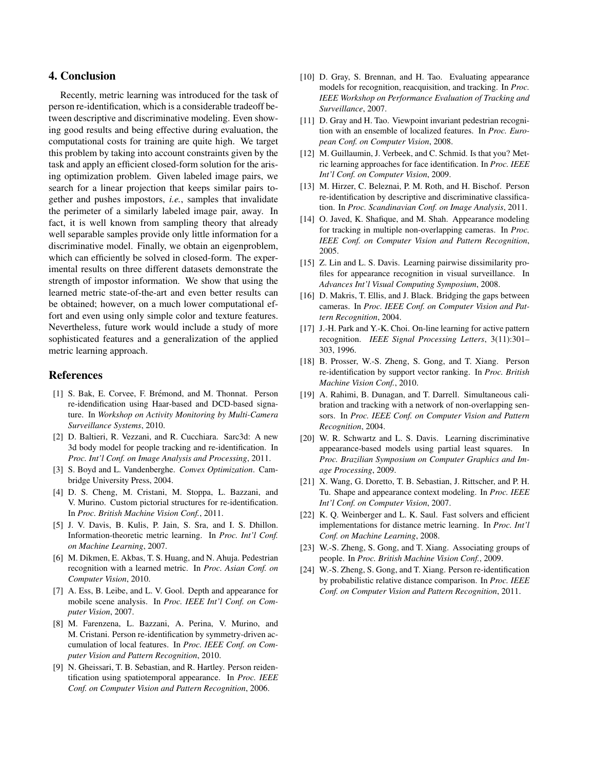## 4. Conclusion

Recently, metric learning was introduced for the task of person re-identification, which is a considerable tradeoff between descriptive and discriminative modeling. Even showing good results and being effective during evaluation, the computational costs for training are quite high. We target this problem by taking into account constraints given by the task and apply an efficient closed-form solution for the arising optimization problem. Given labeled image pairs, we search for a linear projection that keeps similar pairs together and pushes impostors, *i.e.*, samples that invalidate the perimeter of a similarly labeled image pair, away. In fact, it is well known from sampling theory that already well separable samples provide only little information for a discriminative model. Finally, we obtain an eigenproblem, which can efficiently be solved in closed-form. The experimental results on three different datasets demonstrate the strength of impostor information. We show that using the learned metric state-of-the-art and even better results can be obtained; however, on a much lower computational effort and even using only simple color and texture features. Nevertheless, future work would include a study of more sophisticated features and a generalization of the applied metric learning approach.

## References

[1] S. Bak, E. Corvee, F. Brémond, and M. Thonnat. Person re-idendification using Haar-based and DCD-based signature. In *Workshop on Activity Monitoring by Multi-Camera Surveillance Systems*, 2010.

[2] D. Baltieri, R. Vezzani, and R. Cucchiara. Sarc3d: A new 3d body model for people tracking and re-identification. In *Proc. Int'l Conf. on Image Analysis and Processing*, 2011.

[3] S. Boyd and L. Vandenberghe. *Convex Optimization*. Cambridge University Press, 2004.

[4] D. S. Cheng, M. Cristani, M. Stoppa, L. Bazzani, and V. Murino. Custom pictorial structures for re-identification. In *Proc. British Machine Vision Conf.*, 2011.

[5] J. V. Davis, B. Kulis, P. Jain, S. Sra, and I. S. Dhillon. Information-theoretic metric learning. In *Proc. Int'l Conf. on Machine Learning*, 2007.

[6] M. Dikmen, E. Akbas, T. S. Huang, and N. Ahuja. Pedestrian recognition with a learned metric. In *Proc. Asian Conf. on Computer Vision*, 2010.

[7] A. Ess, B. Leibe, and L. V. Gool. Depth and appearance for mobile scene analysis. In *Proc. IEEE Int'l Conf. on Computer Vision*, 2007.

[8] M. Farenzena, L. Bazzani, A. Perina, V. Murino, and M. Cristani. Person re-identification by symmetry-driven accumulation of local features. In *Proc. IEEE Conf. on Computer Vision and Pattern Recognition*, 2010.

[9] N. Gheissari, T. B. Sebastian, and R. Hartley. Person reidentification using spatiotemporal appearance. In *Proc. IEEE Conf. on Computer Vision and Pattern Recognition*, 2006.

[10] D. Gray, S. Brennan, and H. Tao. Evaluating appearance models for recognition, reacquisition, and tracking. In *Proc. IEEE Workshop on Performance Evaluation of Tracking and Surveillance*, 2007.

[11] D. Gray and H. Tao. Viewpoint invariant pedestrian recognition with an ensemble of localized features. In *Proc. European Conf. on Computer Vision*, 2008.

[12] M. Guillaumin, J. Verbeek, and C. Schmid. Is that you? Metric learning approaches for face identification. In *Proc. IEEE Int'l Conf. on Computer Vision*, 2009.

[13] M. Hirzer, C. Beleznai, P. M. Roth, and H. Bischof. Person re-identification by descriptive and discriminative classification. In *Proc. Scandinavian Conf. on Image Analysis*, 2011.

[14] O. Javed, K. Shafique, and M. Shah. Appearance modeling for tracking in multiple non-overlapping cameras. In *Proc. IEEE Conf. on Computer Vision and Pattern Recognition*, 2005.

[15] Z. Lin and L. S. Davis. Learning pairwise dissimilarity profiles for appearance recognition in visual surveillance. In *Advances Int'l Visual Computing Symposium*, 2008.

[16] D. Makris, T. Ellis, and J. Black. Bridging the gaps between cameras. In *Proc. IEEE Conf. on Computer Vision and Pattern Recognition*, 2004.

[17] J.-H. Park and Y.-K. Choi. On-line learning for active pattern recognition. *IEEE Signal Processing Letters*, 3(11):301–303, 1996.

[18] B. Prosser, W.-S. Zheng, S. Gong, and T. Xiang. Person re-identification by support vector ranking. In *Proc. British Machine Vision Conf.*, 2010.

[19] A. Rahimi, B. Dunagan, and T. Darrell. Simultaneous calibration and tracking with a network of non-overlapping sensors. In *Proc. IEEE Conf. on Computer Vision and Pattern Recognition*, 2004.

[20] W. R. Schwartz and L. S. Davis. Learning discriminative appearance-based models using partial least squares. In *Proc. Brazilian Symposium on Computer Graphics and Image Processing*, 2009.

[21] X. Wang, G. Doretto, T. B. Sebastian, J. Rittscher, and P. H. Tu. Shape and appearance context modeling. In *Proc. IEEE Int'l Conf. on Computer Vision*, 2007.

[22] K. Q. Weinberger and L. K. Saul. Fast solvers and efficient implementations for distance metric learning. In *Proc. Int'l Conf. on Machine Learning*, 2008.

[23] W.-S. Zheng, S. Gong, and T. Xiang. Associating groups of people. In *Proc. British Machine Vision Conf.*, 2009.

[24] W.-S. Zheng, S. Gong, and T. Xiang. Person re-identification by probabilistic relative distance comparison. In *Proc. IEEE Conf. on Computer Vision and Pattern Recognition*, 2011.